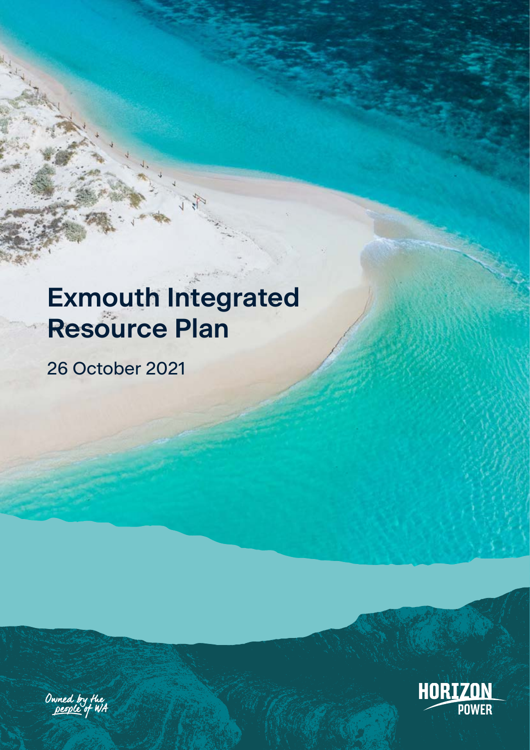# Exmouth Integrated Resource Plan

26 October 2021

Owned by the people of WA

HORIZON POWER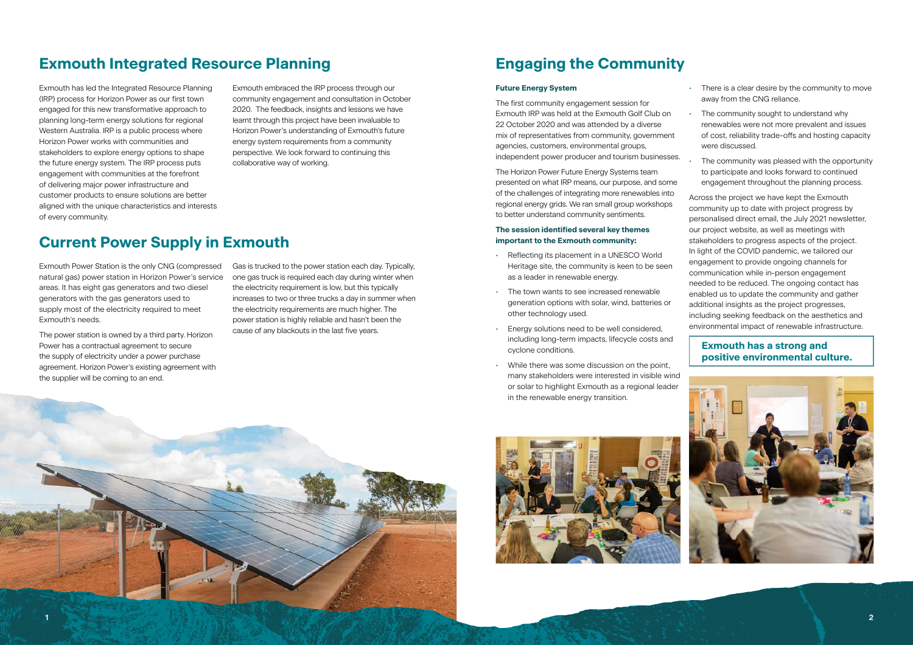# Exmouth Integrated Resource Planning

Exmouth has led the Integrated Resource Planning (IRP) process for Horizon Power as our first town engaged for this new transformative approach to planning long-term energy solutions for regional Western Australia. IRP is a public process where Horizon Power works with communities and stakeholders to explore energy options to shape the future energy system. The IRP process puts engagement with communities at the forefront of delivering major power infrastructure and customer products to ensure solutions are better aligned with the unique characteristics and interests of every community.

Exmouth embraced the IRP process through our community engagement and consultation in October 2020. The feedback, insights and lessons we have learnt through this project have been invaluable to Horizon Power's understanding of Exmouth's future energy system requirements from a community perspective. We look forward to continuing this collaborative way of working.

# Current Power Supply in Exmouth

Exmouth Power Station is the only CNG (compressed natural gas) power station in Horizon Power's service areas. It has eight gas generators and two diesel generators with the gas generators used to supply most of the electricity required to meet Exmouth's needs.

The power station is owned by a third party. Horizon Power has a contractual agreement to secure the supply of electricity under a power purchase agreement. Horizon Power's existing agreement with the supplier will be coming to an end.

Gas is trucked to the power station each day. Typically, one gas truck is required each day during winter when the electricity requirement is low, but this typically increases to two or three trucks a day in summer when the electricity requirements are much higher. The power station is highly reliable and hasn't been the cause of any blackouts in the last five years.

# Engaging the Community

**Future Energy System**

The first community engagement session for Exmouth IRP was held at the Exmouth Golf Club on 22 October 2020 and was attended by a diverse mix of representatives from community, government agencies, customers, environmental groups, independent power producer and tourism businesses.

The Horizon Power Future Energy Systems team presented on what IRP means, our purpose, and some of the challenges of integrating more renewables into regional energy grids. We ran small group workshops to better understand community sentiments.

**The session identified several key themes important to the Exmouth community:**

- Reflecting its placement in a UNESCO World Heritage site, the community is keen to be seen as a leader in renewable energy.
- The town wants to see increased renewable generation options with solar, wind, batteries or other technology used.
- Energy solutions need to be well considered, including long-term impacts, lifecycle costs and cyclone conditions.
- While there was some discussion on the point, many stakeholders were interested in visible wind or solar to highlight Exmouth as a regional leader in the renewable energy transition.
- There is a clear desire by the community to move away from the CNG reliance.
- The community sought to understand why renewables were not more prevalent and issues of cost, reliability trade-offs and hosting capacity were discussed.
- The community was pleased with the opportunity to participate and looks forward to continued engagement throughout the planning process.

Across the project we have kept the Exmouth community up to date with project progress by personalised direct email, the July 2021 newsletter, our project website, as well as meetings with stakeholders to progress aspects of the project. In light of the COVID pandemic, we tailored our engagement to provide ongoing channels for communication while in-person engagement needed to be reduced. The ongoing contact has enabled us to update the community and gather additional insights as the project progresses, including seeking feedback on the aesthetics and environmental impact of renewable infrastructure.

**Exmouth has a strong and positive environmental culture.**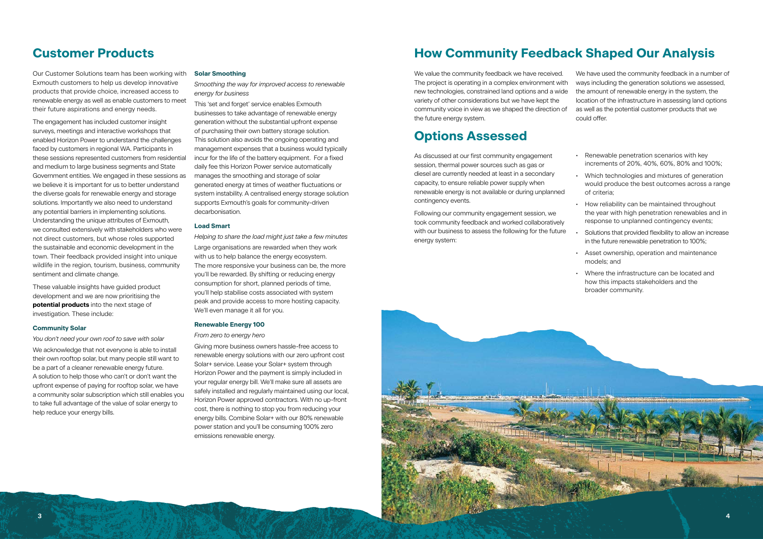# Customer Products

Our Customer Solutions team has been working with Exmouth customers to help us develop innovative products that provide choice, increased access to renewable energy as well as enable customers to meet their future aspirations and energy needs.

The engagement has included customer insight surveys, meetings and interactive workshops that enabled Horizon Power to understand the challenges faced by customers in regional WA. Participants in these sessions represented customers from residential and medium to large business segments and State Government entities. We engaged in these sessions as we believe it is important for us to better understand the diverse goals for renewable energy and storage solutions. Importantly we also need to understand any potential barriers in implementing solutions. Understanding the unique attributes of Exmouth, we consulted extensively with stakeholders who were not direct customers, but whose roles supported the sustainable and economic development in the town. Their feedback provided insight into unique wildlife in the region, tourism, business, community sentiment and climate change.

These valuable insights have guided product development and we are now prioritising the **potential products** into the next stage of investigation. These include:

### Community Solar

*You don't need your own roof to save with solar*

We acknowledge that not everyone is able to install their own rooftop solar, but many people still want to be a part of a cleaner renewable energy future. A solution to help those who can't or don't want the upfront expense of paying for rooftop solar, we have a community solar subscription which still enables you to take full advantage of the value of solar energy to help reduce your energy bills.

### Solar Smoothing

*Smoothing the way for improved access to renewable energy for business*

This 'set and forget' service enables Exmouth businesses to take advantage of renewable energy generation without the substantial upfront expense of purchasing their own battery storage solution. This solution also avoids the ongoing operating and management expenses that a business would typically incur for the life of the battery equipment. For a fixed daily fee this Horizon Power service automatically manages the smoothing and storage of solar generated energy at times of weather fluctuations or system instability. A centralised energy storage solution supports Exmouth's goals for community-driven decarbonisation.

### Load Smart

*Helping to share the load might just take a few minutes*

Large organisations are rewarded when they work with us to help balance the energy ecosystem. The more responsive your business can be, the more you'll be rewarded. By shifting or reducing energy consumption for short, planned periods of time, you'll help stabilise costs associated with system peak and provide access to more hosting capacity. We'll even manage it all for you.

### Renewable Energy 100

*From zero to energy hero*

Giving more business owners hassle-free access to renewable energy solutions with our zero upfront cost Solar+ service. Lease your Solar+ system through Horizon Power and the payment is simply included in your regular energy bill. We'll make sure all assets are safely installed and regularly maintained using our local, Horizon Power approved contractors. With no up-front cost, there is nothing to stop you from reducing your energy bills. Combine Solar+ with our 80% renewable power station and you'll be consuming 100% zero emissions renewable energy.

# How Community Feedback Shaped Our Analysis

We value the community feedback we have received. The project is operating in a complex environment with new technologies, constrained land options and a wide variety of other considerations but we have kept the community voice in view as we shaped the direction of the future energy system.

We have used the community feedback in a number of ways including the generation solutions we assessed, the amount of renewable energy in the system, the location of the infrastructure in assessing land options as well as the potential customer products that we could offer.

# Options Assessed

As discussed at our first community engagement session, thermal power sources such as gas or diesel are currently needed at least in a secondary capacity, to ensure reliable power supply when renewable energy is not available or during unplanned contingency events.

Following our community engagement session, we took community feedback and worked collaboratively with our business to assess the following for the future energy system:

- Renewable penetration scenarios with key increments of 20%, 40%, 60%, 80% and 100%;
- Which technologies and mixtures of generation would produce the best outcomes across a range of criteria;
- How reliability can be maintained throughout the year with high penetration renewables and in response to unplanned contingency events;
- Solutions that provided flexibility to allow an increase in the future renewable penetration to 100%;
- Asset ownership, operation and maintenance models; and
- Where the infrastructure can be located and how this impacts stakeholders and the broader community.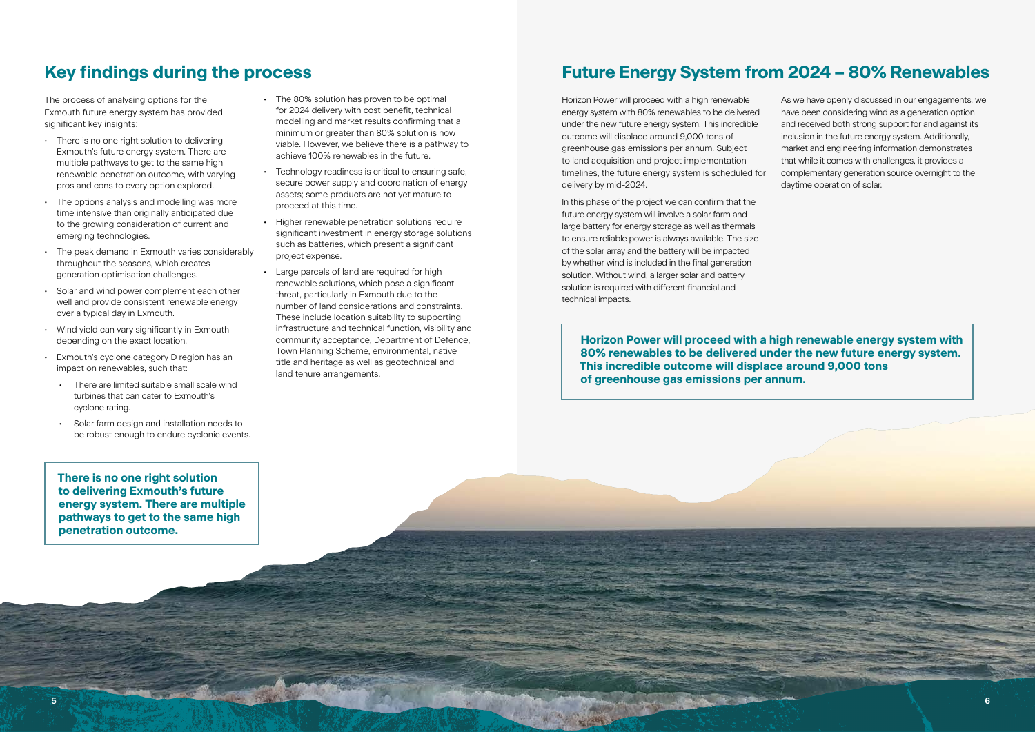## Key findings during the process

The process of analysing options for the Exmouth future energy system has provided significant key insights:

- There is no one right solution to delivering Exmouth's future energy system. There are multiple pathways to get to the same high renewable penetration outcome, with varying pros and cons to every option explored.
- The options analysis and modelling was more time intensive than originally anticipated due to the growing consideration of current and emerging technologies.
- The peak demand in Exmouth varies considerably throughout the seasons, which creates generation optimisation challenges.
- Solar and wind power complement each other well and provide consistent renewable energy over a typical day in Exmouth.
- Wind yield can vary significantly in Exmouth depending on the exact location.
- Exmouth's cyclone category D region has an impact on renewables, such that:
  - There are limited suitable small scale wind turbines that can cater to Exmouth's cyclone rating.
  - Solar farm design and installation needs to be robust enough to endure cyclonic events.
- The 80% solution has proven to be optimal for 2024 delivery with cost benefit, technical modelling and market results confirming that a minimum or greater than 80% solution is now viable. However, we believe there is a pathway to achieve 100% renewables in the future.
- Technology readiness is critical to ensuring safe, secure power supply and coordination of energy assets; some products are not yet mature to proceed at this time.
- Higher renewable penetration solutions require significant investment in energy storage solutions such as batteries, which present a significant project expense.
- Large parcels of land are required for high renewable solutions, which pose a significant threat, particularly in Exmouth due to the number of land considerations and constraints. These include location suitability to supporting infrastructure and technical function, visibility and community acceptance, Department of Defence, Town Planning Scheme, environmental, native title and heritage as well as geotechnical and land tenure arrangements.

**There is no one right solution to delivering Exmouth's future energy system. There are multiple pathways to get to the same high penetration outcome.**

## Future Energy System from 2024 – 80% Renewables

Horizon Power will proceed with a high renewable energy system with 80% renewables to be delivered under the new future energy system. This incredible outcome will displace around 9,000 tons of greenhouse gas emissions per annum. Subject to land acquisition and project implementation timelines, the future energy system is scheduled for delivery by mid-2024.

In this phase of the project we can confirm that the future energy system will involve a solar farm and large battery for energy storage as well as thermals to ensure reliable power is always available. The size of the solar array and the battery will be impacted by whether wind is included in the final generation solution. Without wind, a larger solar and battery solution is required with different financial and technical impacts.

As we have openly discussed in our engagements, we have been considering wind as a generation option and received both strong support for and against its inclusion in the future energy system. Additionally, market and engineering information demonstrates that while it comes with challenges, it provides a complementary generation source overnight to the daytime operation of solar.

**Horizon Power will proceed with a high renewable energy system with 80% renewables to be delivered under the new future energy system. This incredible outcome will displace around 9,000 tons of greenhouse gas emissions per annum.**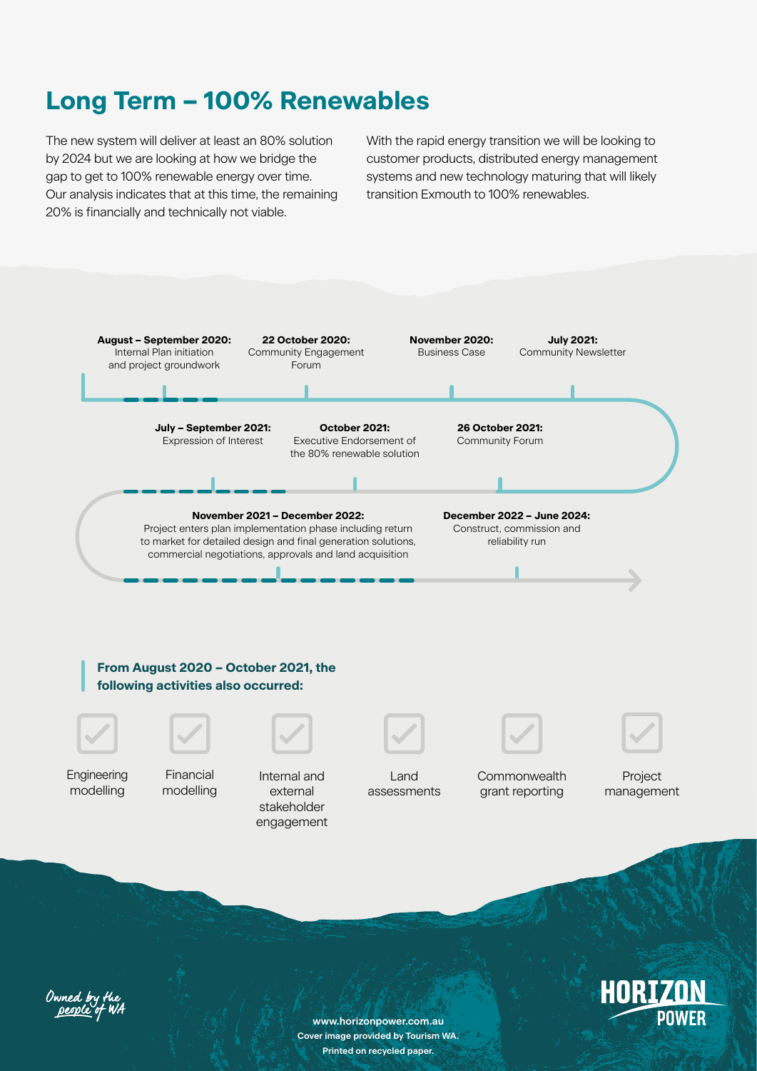# Long Term – 100% Renewables

The new system will deliver at least an 80% solution by 2024 but we are looking at how we bridge the gap to get to 100% renewable energy over time. Our analysis indicates that at this time, the remaining 20% is financially and technically not viable.

With the rapid energy transition we will be looking to customer products, distributed energy management systems and new technology maturing that will likely transition Exmouth to 100% renewables.

**August – September 2020:** Internal Plan initiation and project groundwork

**22 October 2020:** Community Engagement Forum

**November 2020:** Business Case

**July 2021:** Community Newsletter

**July – September 2021:** Expression of Interest

**October 2021:** Executive Endorsement of the 80% renewable solution

**26 October 2021:** Community Forum

**November 2021 – December 2022:** Project enters plan implementation phase including return to market for detailed design and final generation solutions, commercial negotiations, approvals and land acquisition

**December 2022 – June 2024:** Construct, commission and reliability run

**From August 2020 – October 2021, the following activities also occurred:**

- Engineering modelling
- Financial modelling
- Internal and external stakeholder engagement
- Land assessments
- Commonwealth grant reporting
- Project management

Owned by the people of WA

www.horizonpower.com.au
Cover image provided by Tourism WA.
Printed on recycled paper.

HORIZON POWER